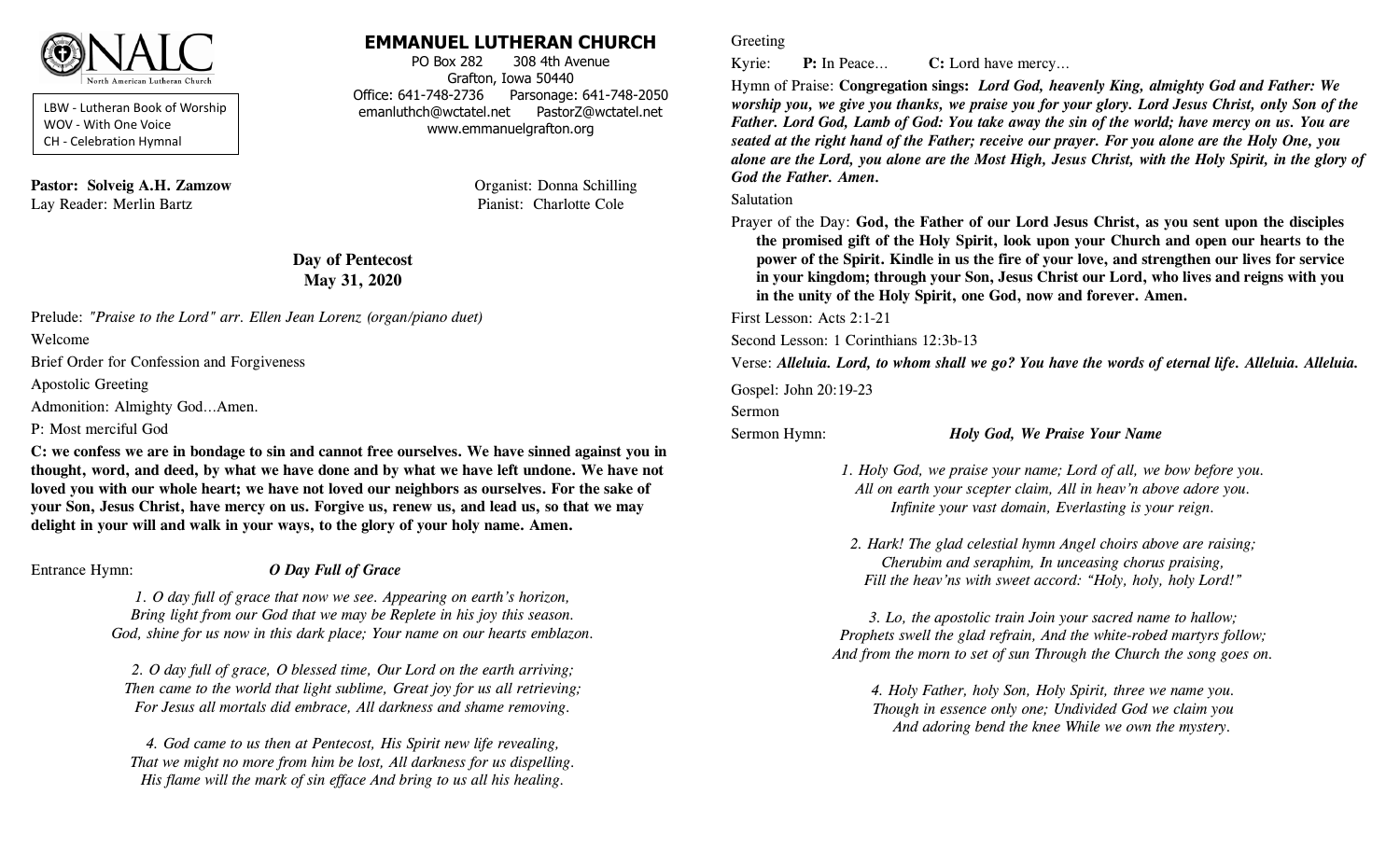NALC
North American Lutheran Church

LBW - Lutheran Book of Worship
WOV - With One Voice
CH - Celebration Hymnal

# EMMANUEL LUTHERAN CHURCH

PO Box 282 308 4th Avenue
Grafton, Iowa 50440
Office: 641-748-2736 Parsonage: 641-748-2050
emanluthch@wctatel.net PastorZ@wctatel.net
www.emmanuelgrafton.org

**Pastor: Solveig A.H. Zamzow**
Lay Reader: Merlin Bartz

Organist: Donna Schilling
Pianist: Charlotte Cole

## Day of Pentecost
## May 31, 2020

Prelude: *"Praise to the Lord" arr. Ellen Jean Lorenz (organ/piano duet)*

Welcome

Brief Order for Confession and Forgiveness

Apostolic Greeting

Admonition: Almighty God…Amen.

P: Most merciful God

**C: we confess we are in bondage to sin and cannot free ourselves. We have sinned against you in thought, word, and deed, by what we have done and by what we have left undone. We have not loved you with our whole heart; we have not loved our neighbors as ourselves. For the sake of your Son, Jesus Christ, have mercy on us. Forgive us, renew us, and lead us, so that we may delight in your will and walk in your ways, to the glory of your holy name. Amen.**

Entrance Hymn: ***O Day Full of Grace***

*1. O day full of grace that now we see. Appearing on earth's horizon,*
*Bring light from our God that we may be Replete in his joy this season.*
*God, shine for us now in this dark place; Your name on our hearts emblazon.*

*2. O day full of grace, O blessed time, Our Lord on the earth arriving;*
*Then came to the world that light sublime, Great joy for us all retrieving;*
*For Jesus all mortals did embrace, All darkness and shame removing.*

*4. God came to us then at Pentecost, His Spirit new life revealing,*
*That we might no more from him be lost, All darkness for us dispelling.*
*His flame will the mark of sin efface And bring to us all his healing.*

Greeting

Kyrie: **P:** In Peace… **C:** Lord have mercy…

Hymn of Praise: **Congregation sings:** ***Lord God, heavenly King, almighty God and Father: We worship you, we give you thanks, we praise you for your glory. Lord Jesus Christ, only Son of the Father. Lord God, Lamb of God: You take away the sin of the world; have mercy on us. You are seated at the right hand of the Father; receive our prayer. For you alone are the Holy One, you alone are the Lord, you alone are the Most High, Jesus Christ, with the Holy Spirit, in the glory of God the Father. Amen.***

Salutation

Prayer of the Day: **God, the Father of our Lord Jesus Christ, as you sent upon the disciples the promised gift of the Holy Spirit, look upon your Church and open our hearts to the power of the Spirit. Kindle in us the fire of your love, and strengthen our lives for service in your kingdom; through your Son, Jesus Christ our Lord, who lives and reigns with you in the unity of the Holy Spirit, one God, now and forever. Amen.**

First Lesson: Acts 2:1-21

Second Lesson: 1 Corinthians 12:3b-13

Verse: ***Alleluia. Lord, to whom shall we go? You have the words of eternal life. Alleluia. Alleluia.***

Gospel: John 20:19-23

Sermon

Sermon Hymn: ***Holy God, We Praise Your Name***

*1. Holy God, we praise your name; Lord of all, we bow before you.*
*All on earth your scepter claim, All in heav'n above adore you.*
*Infinite your vast domain, Everlasting is your reign.*

*2. Hark! The glad celestial hymn Angel choirs above are raising;*
*Cherubim and seraphim, In unceasing chorus praising,*
*Fill the heav'ns with sweet accord: "Holy, holy, holy Lord!"*

*3. Lo, the apostolic train Join your sacred name to hallow;*
*Prophets swell the glad refrain, And the white-robed martyrs follow;*
*And from the morn to set of sun Through the Church the song goes on.*

*4. Holy Father, holy Son, Holy Spirit, three we name you.*
*Though in essence only one; Undivided God we claim you*
*And adoring bend the knee While we own the mystery.*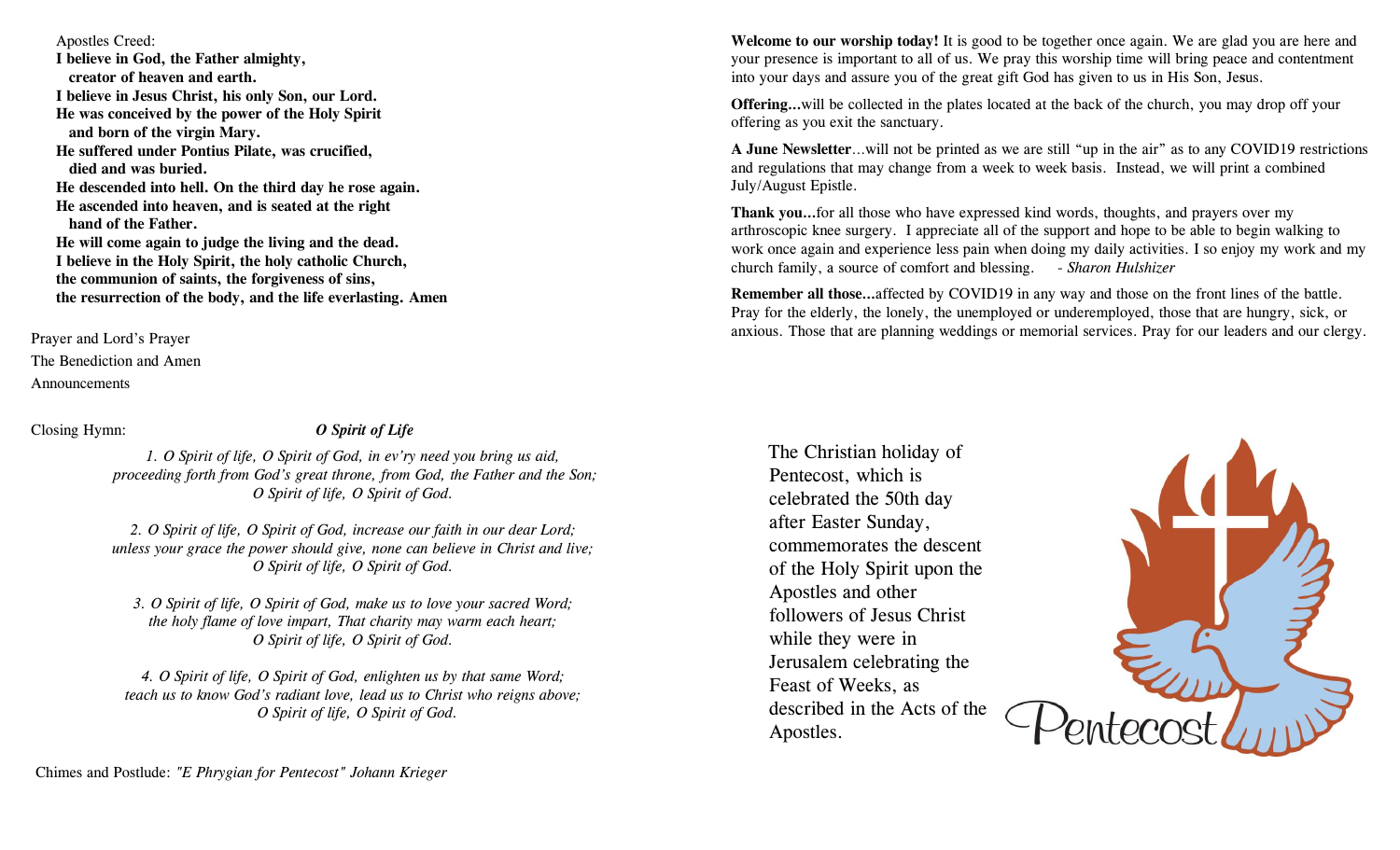Apostles Creed:

**I believe in God, the Father almighty,
creator of heaven and earth.
I believe in Jesus Christ, his only Son, our Lord.
He was conceived by the power of the Holy Spirit
and born of the virgin Mary.
He suffered under Pontius Pilate, was crucified,
died and was buried.
He descended into hell. On the third day he rose again.
He ascended into heaven, and is seated at the right
hand of the Father.
He will come again to judge the living and the dead.
I believe in the Holy Spirit, the holy catholic Church,
the communion of saints, the forgiveness of sins,
the resurrection of the body, and the life everlasting. Amen**

Prayer and Lord's Prayer

The Benediction and Amen

Announcements

Closing Hymn: ***O Spirit of Life***

*1. O Spirit of life, O Spirit of God, in ev'ry need you bring us aid,
proceeding forth from God's great throne, from God, the Father and the Son;
O Spirit of life, O Spirit of God.*

*2. O Spirit of life, O Spirit of God, increase our faith in our dear Lord;
unless your grace the power should give, none can believe in Christ and live;
O Spirit of life, O Spirit of God.*

*3. O Spirit of life, O Spirit of God, make us to love your sacred Word;
the holy flame of love impart, That charity may warm each heart;
O Spirit of life, O Spirit of God.*

*4. O Spirit of life, O Spirit of God, enlighten us by that same Word;
teach us to know God's radiant love, lead us to Christ who reigns above;
O Spirit of life, O Spirit of God.*

Chimes and Postlude: *"E Phrygian for Pentecost" Johann Krieger*

**Welcome to our worship today!** It is good to be together once again. We are glad you are here and your presence is important to all of us. We pray this worship time will bring peace and contentment into your days and assure you of the great gift God has given to us in His Son, Jesus.

**Offering...**will be collected in the plates located at the back of the church, you may drop off your offering as you exit the sanctuary.

**A June Newsletter**...will not be printed as we are still "up in the air" as to any COVID19 restrictions and regulations that may change from a week to week basis. Instead, we will print a combined July/August Epistle.

**Thank you...**for all those who have expressed kind words, thoughts, and prayers over my arthroscopic knee surgery. I appreciate all of the support and hope to be able to begin walking to work once again and experience less pain when doing my daily activities. I so enjoy my work and my church family, a source of comfort and blessing. *- Sharon Hulshizer*

**Remember all those...**affected by COVID19 in any way and those on the front lines of the battle. Pray for the elderly, the lonely, the unemployed or underemployed, those that are hungry, sick, or anxious. Those that are planning weddings or memorial services. Pray for our leaders and our clergy.

The Christian holiday of Pentecost, which is celebrated the 50th day after Easter Sunday, commemorates the descent of the Holy Spirit upon the Apostles and other followers of Jesus Christ while they were in Jerusalem celebrating the Feast of Weeks, as described in the Acts of the Apostles.

Pentecost